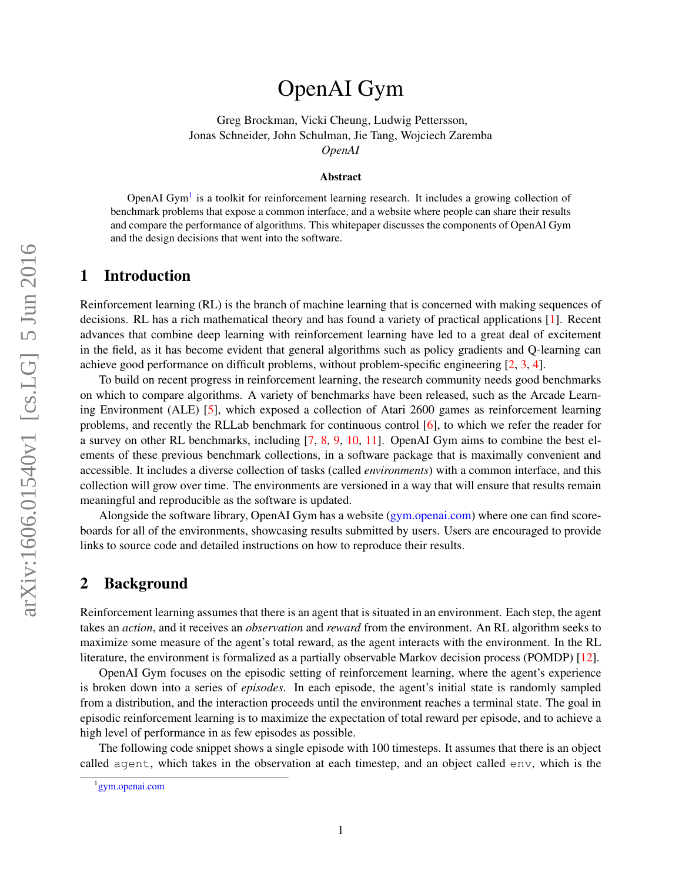# OpenAI Gym

Greg Brockman, Vicki Cheung, Ludwig Pettersson,
Jonas Schneider, John Schulman, Jie Tang, Wojciech Zaremba
*OpenAI*

### Abstract

OpenAI Gym[1] is a toolkit for reinforcement learning research. It includes a growing collection of benchmark problems that expose a common interface, and a website where people can share their results and compare the performance of algorithms. This whitepaper discusses the components of OpenAI Gym and the design decisions that went into the software.

## 1 Introduction

Reinforcement learning (RL) is the branch of machine learning that is concerned with making sequences of decisions. RL has a rich mathematical theory and has found a variety of practical applications [1]. Recent advances that combine deep learning with reinforcement learning have led to a great deal of excitement in the field, as it has become evident that general algorithms such as policy gradients and Q-learning can achieve good performance on difficult problems, without problem-specific engineering [2, 3, 4].

To build on recent progress in reinforcement learning, the research community needs good benchmarks on which to compare algorithms. A variety of benchmarks have been released, such as the Arcade Learning Environment (ALE) [5], which exposed a collection of Atari 2600 games as reinforcement learning problems, and recently the RLLab benchmark for continuous control [6], to which we refer the reader for a survey on other RL benchmarks, including [7, 8, 9, 10, 11]. OpenAI Gym aims to combine the best elements of these previous benchmark collections, in a software package that is maximally convenient and accessible. It includes a diverse collection of tasks (called *environments*) with a common interface, and this collection will grow over time. The environments are versioned in a way that will ensure that results remain meaningful and reproducible as the software is updated.

Alongside the software library, OpenAI Gym has a website (gym.openai.com) where one can find scoreboards for all of the environments, showcasing results submitted by users. Users are encouraged to provide links to source code and detailed instructions on how to reproduce their results.

## 2 Background

Reinforcement learning assumes that there is an agent that is situated in an environment. Each step, the agent takes an *action*, and it receives an *observation* and *reward* from the environment. An RL algorithm seeks to maximize some measure of the agent's total reward, as the agent interacts with the environment. In the RL literature, the environment is formalized as a partially observable Markov decision process (POMDP) [12].

OpenAI Gym focuses on the episodic setting of reinforcement learning, where the agent's experience is broken down into a series of *episodes*. In each episode, the agent's initial state is randomly sampled from a distribution, and the interaction proceeds until the environment reaches a terminal state. The goal in episodic reinforcement learning is to maximize the expectation of total reward per episode, and to achieve a high level of performance in as few episodes as possible.

The following code snippet shows a single episode with 100 timesteps. It assumes that there is an object called `agent`, which takes in the observation at each timestep, and an object called `env`, which is the

[1] gym.openai.com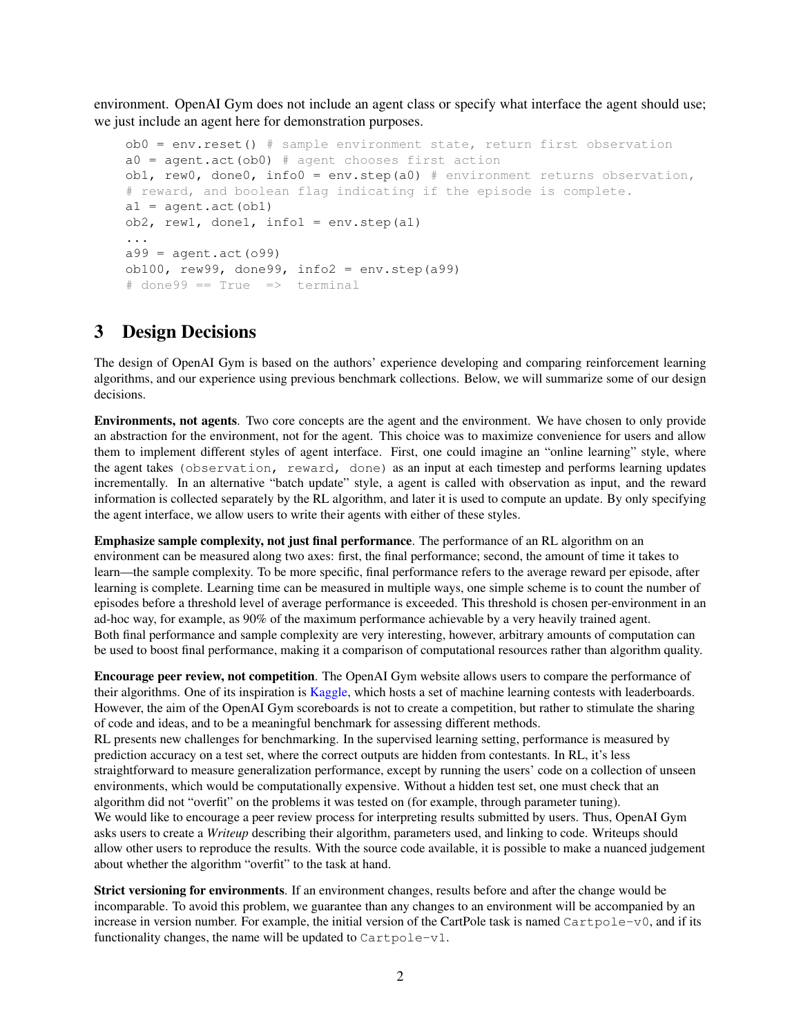environment. OpenAI Gym does not include an agent class or specify what interface the agent should use; we just include an agent here for demonstration purposes.

```
ob0 = env.reset() # sample environment state, return first observation
a0 = agent.act(ob0) # agent chooses first action
ob1, rew0, done0, info0 = env.step(a0) # environment returns observation,
# reward, and boolean flag indicating if the episode is complete.
a1 = agent.act(ob1)
ob2, rew1, done1, info1 = env.step(a1)
...
a99 = agent.act(o99)
ob100, rew99, done99, info2 = env.step(a99)
# done99 == True  =>  terminal
```

# 3 Design Decisions

The design of OpenAI Gym is based on the authors' experience developing and comparing reinforcement learning algorithms, and our experience using previous benchmark collections. Below, we will summarize some of our design decisions.

**Environments, not agents**. Two core concepts are the agent and the environment. We have chosen to only provide an abstraction for the environment, not for the agent. This choice was to maximize convenience for users and allow them to implement different styles of agent interface. First, one could imagine an "online learning" style, where the agent takes `(observation, reward, done)` as an input at each timestep and performs learning updates incrementally. In an alternative "batch update" style, a agent is called with observation as input, and the reward information is collected separately by the RL algorithm, and later it is used to compute an update. By only specifying the agent interface, we allow users to write their agents with either of these styles.

**Emphasize sample complexity, not just final performance**. The performance of an RL algorithm on an environment can be measured along two axes: first, the final performance; second, the amount of time it takes to learn—the sample complexity. To be more specific, final performance refers to the average reward per episode, after learning is complete. Learning time can be measured in multiple ways, one simple scheme is to count the number of episodes before a threshold level of average performance is exceeded. This threshold is chosen per-environment in an ad-hoc way, for example, as 90% of the maximum performance achievable by a very heavily trained agent.
Both final performance and sample complexity are very interesting, however, arbitrary amounts of computation can be used to boost final performance, making it a comparison of computational resources rather than algorithm quality.

**Encourage peer review, not competition**. The OpenAI Gym website allows users to compare the performance of their algorithms. One of its inspiration is Kaggle, which hosts a set of machine learning contests with leaderboards. However, the aim of the OpenAI Gym scoreboards is not to create a competition, but rather to stimulate the sharing of code and ideas, and to be a meaningful benchmark for assessing different methods.
RL presents new challenges for benchmarking. In the supervised learning setting, performance is measured by prediction accuracy on a test set, where the correct outputs are hidden from contestants. In RL, it's less straightforward to measure generalization performance, except by running the users' code on a collection of unseen environments, which would be computationally expensive. Without a hidden test set, one must check that an algorithm did not "overfit" on the problems it was tested on (for example, through parameter tuning).
We would like to encourage a peer review process for interpreting results submitted by users. Thus, OpenAI Gym asks users to create a *Writeup* describing their algorithm, parameters used, and linking to code. Writeups should allow other users to reproduce the results. With the source code available, it is possible to make a nuanced judgement about whether the algorithm "overfit" to the task at hand.

**Strict versioning for environments**. If an environment changes, results before and after the change would be incomparable. To avoid this problem, we guarantee than any changes to an environment will be accompanied by an increase in version number. For example, the initial version of the CartPole task is named `Cartpole-v0`, and if its functionality changes, the name will be updated to `Cartpole-v1`.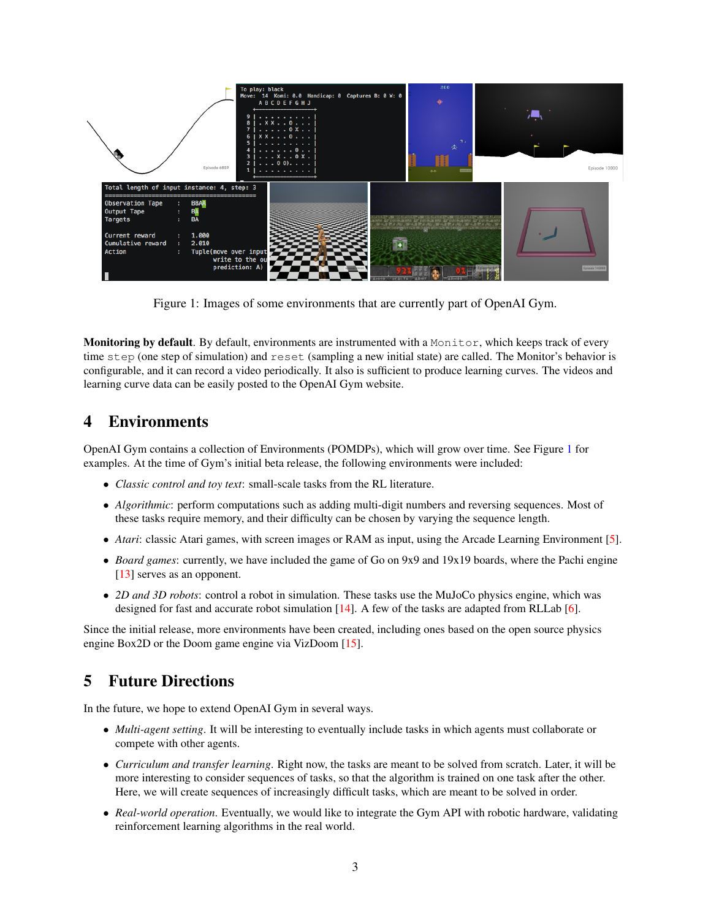Figure 1: Images of some environments that are currently part of OpenAI Gym.

**Monitoring by default**. By default, environments are instrumented with a `Monitor`, which keeps track of every time `step` (one step of simulation) and `reset` (sampling a new initial state) are called. The Monitor's behavior is configurable, and it can record a video periodically. It also is sufficient to produce learning curves. The videos and learning curve data can be easily posted to the OpenAI Gym website.

# 4 Environments

OpenAI Gym contains a collection of Environments (POMDPs), which will grow over time. See Figure 1 for examples. At the time of Gym's initial beta release, the following environments were included:

- *Classic control and toy text*: small-scale tasks from the RL literature.
- *Algorithmic*: perform computations such as adding multi-digit numbers and reversing sequences. Most of these tasks require memory, and their difficulty can be chosen by varying the sequence length.
- *Atari*: classic Atari games, with screen images or RAM as input, using the Arcade Learning Environment [5].
- *Board games*: currently, we have included the game of Go on 9x9 and 19x19 boards, where the Pachi engine [13] serves as an opponent.
- *2D and 3D robots*: control a robot in simulation. These tasks use the MuJoCo physics engine, which was designed for fast and accurate robot simulation [14]. A few of the tasks are adapted from RLLab [6].

Since the initial release, more environments have been created, including ones based on the open source physics engine Box2D or the Doom game engine via VizDoom [15].

# 5 Future Directions

In the future, we hope to extend OpenAI Gym in several ways.

- *Multi-agent setting*. It will be interesting to eventually include tasks in which agents must collaborate or compete with other agents.
- *Curriculum and transfer learning*. Right now, the tasks are meant to be solved from scratch. Later, it will be more interesting to consider sequences of tasks, so that the algorithm is trained on one task after the other. Here, we will create sequences of increasingly difficult tasks, which are meant to be solved in order.
- *Real-world operation*. Eventually, we would like to integrate the Gym API with robotic hardware, validating reinforcement learning algorithms in the real world.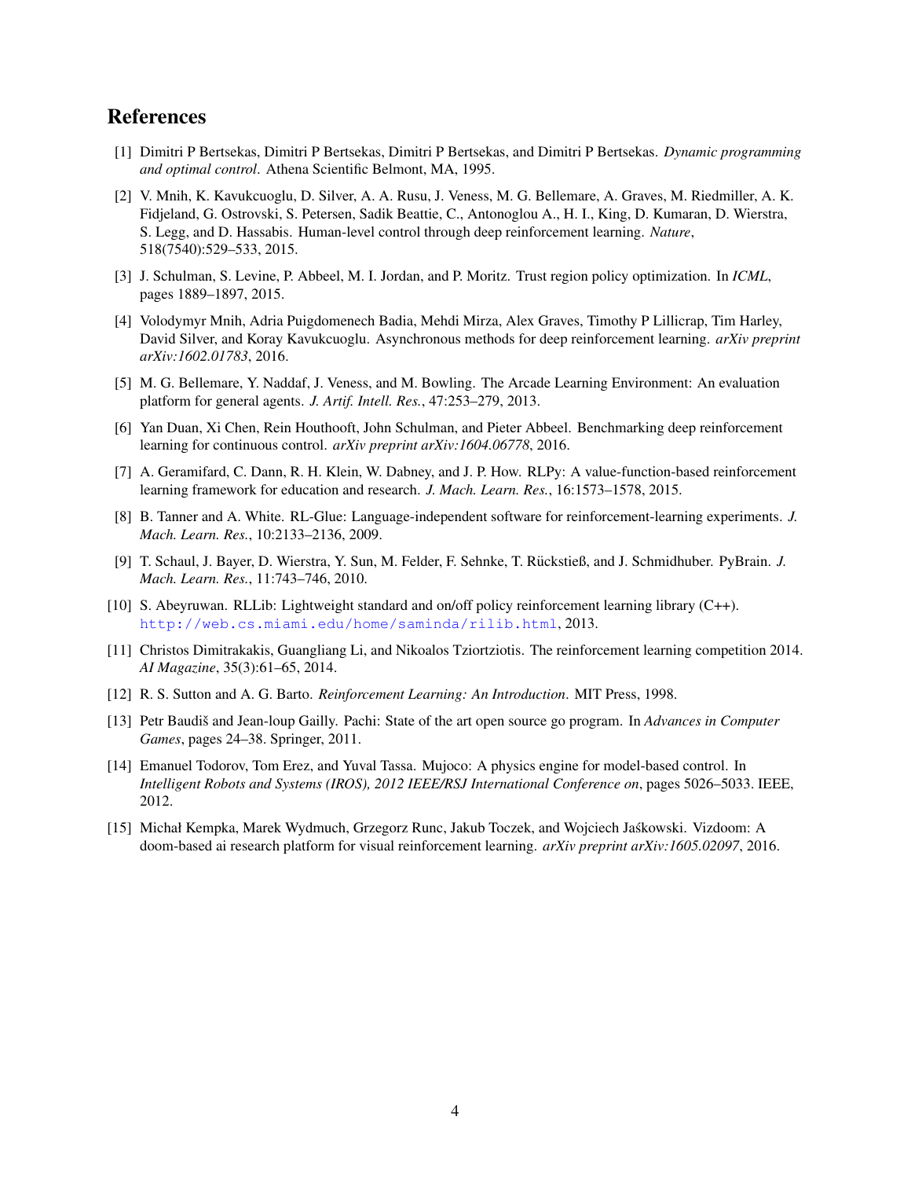## References

[1] Dimitri P Bertsekas, Dimitri P Bertsekas, Dimitri P Bertsekas, and Dimitri P Bertsekas. *Dynamic programming and optimal control*. Athena Scientific Belmont, MA, 1995.

[2] V. Mnih, K. Kavukcuoglu, D. Silver, A. A. Rusu, J. Veness, M. G. Bellemare, A. Graves, M. Riedmiller, A. K. Fidjeland, G. Ostrovski, S. Petersen, Sadik Beattie, C., Antonoglou A., H. I., King, D. Kumaran, D. Wierstra, S. Legg, and D. Hassabis. Human-level control through deep reinforcement learning. *Nature*, 518(7540):529–533, 2015.

[3] J. Schulman, S. Levine, P. Abbeel, M. I. Jordan, and P. Moritz. Trust region policy optimization. In *ICML*, pages 1889–1897, 2015.

[4] Volodymyr Mnih, Adria Puigdomenech Badia, Mehdi Mirza, Alex Graves, Timothy P Lillicrap, Tim Harley, David Silver, and Koray Kavukcuoglu. Asynchronous methods for deep reinforcement learning. *arXiv preprint arXiv:1602.01783*, 2016.

[5] M. G. Bellemare, Y. Naddaf, J. Veness, and M. Bowling. The Arcade Learning Environment: An evaluation platform for general agents. *J. Artif. Intell. Res.*, 47:253–279, 2013.

[6] Yan Duan, Xi Chen, Rein Houthooft, John Schulman, and Pieter Abbeel. Benchmarking deep reinforcement learning for continuous control. *arXiv preprint arXiv:1604.06778*, 2016.

[7] A. Geramifard, C. Dann, R. H. Klein, W. Dabney, and J. P. How. RLPy: A value-function-based reinforcement learning framework for education and research. *J. Mach. Learn. Res.*, 16:1573–1578, 2015.

[8] B. Tanner and A. White. RL-Glue: Language-independent software for reinforcement-learning experiments. *J. Mach. Learn. Res.*, 10:2133–2136, 2009.

[9] T. Schaul, J. Bayer, D. Wierstra, Y. Sun, M. Felder, F. Sehnke, T. Rückstieß, and J. Schmidhuber. PyBrain. *J. Mach. Learn. Res.*, 11:743–746, 2010.

[10] S. Abeyruwan. RLLib: Lightweight standard and on/off policy reinforcement learning library (C++). http://web.cs.miami.edu/home/saminda/rilib.html, 2013.

[11] Christos Dimitrakakis, Guangliang Li, and Nikoalos Tziortziotis. The reinforcement learning competition 2014. *AI Magazine*, 35(3):61–65, 2014.

[12] R. S. Sutton and A. G. Barto. *Reinforcement Learning: An Introduction*. MIT Press, 1998.

[13] Petr Baudiš and Jean-loup Gailly. Pachi: State of the art open source go program. In *Advances in Computer Games*, pages 24–38. Springer, 2011.

[14] Emanuel Todorov, Tom Erez, and Yuval Tassa. Mujoco: A physics engine for model-based control. In *Intelligent Robots and Systems (IROS), 2012 IEEE/RSJ International Conference on*, pages 5026–5033. IEEE, 2012.

[15] Michał Kempka, Marek Wydmuch, Grzegorz Runc, Jakub Toczek, and Wojciech Jaśkowski. Vizdoom: A doom-based ai research platform for visual reinforcement learning. *arXiv preprint arXiv:1605.02097*, 2016.